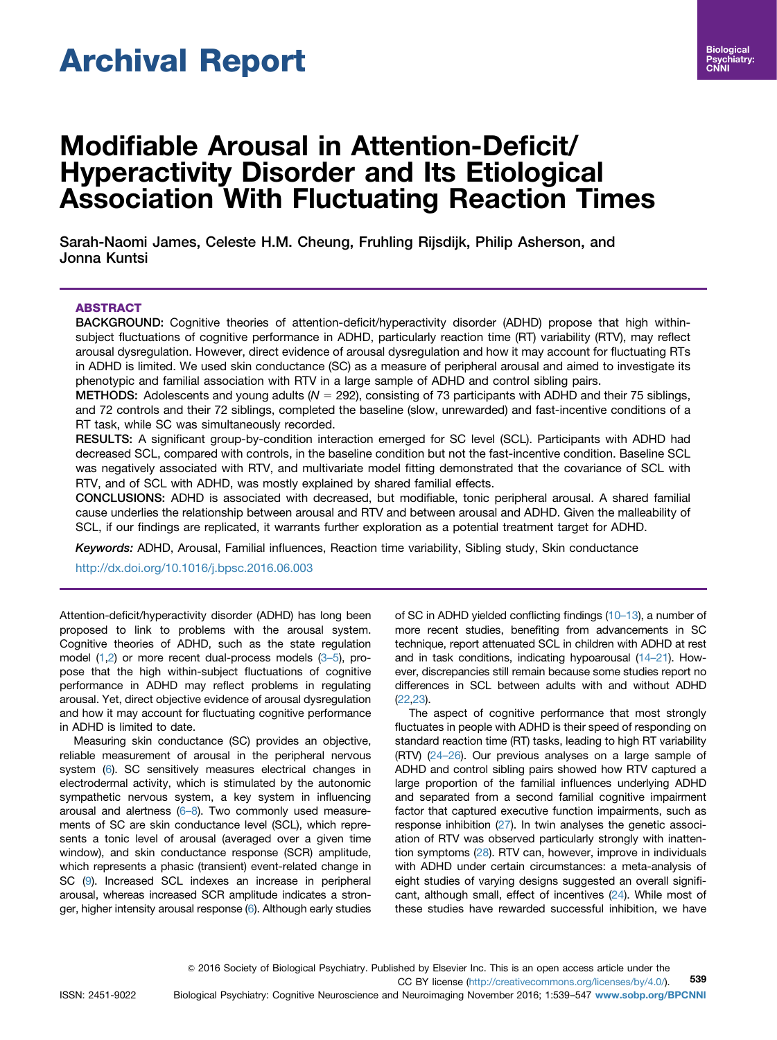# Archival Report

# Modifiable Arousal in Attention-Deficit/Hyperactivity Disorder and Its Etiological Association With Fluctuating Reaction Times

Sarah-Naomi James, Celeste H.M. Cheung, Fruhling Rijsdijk, Philip Asherson, and Jonna Kuntsi

## ABSTRACT

**BACKGROUND:** Cognitive theories of attention-deficit/hyperactivity disorder (ADHD) propose that high within-subject fluctuations of cognitive performance in ADHD, particularly reaction time (RT) variability (RTV), may reflect arousal dysregulation. However, direct evidence of arousal dysregulation and how it may account for fluctuating RTs in ADHD is limited. We used skin conductance (SC) as a measure of peripheral arousal and aimed to investigate its phenotypic and familial association with RTV in a large sample of ADHD and control sibling pairs.

**METHODS:** Adolescents and young adults ($N = 292$), consisting of 73 participants with ADHD and their 75 siblings, and 72 controls and their 72 siblings, completed the baseline (slow, unrewarded) and fast-incentive conditions of a RT task, while SC was simultaneously recorded.

**RESULTS:** A significant group-by-condition interaction emerged for SC level (SCL). Participants with ADHD had decreased SCL, compared with controls, in the baseline condition but not the fast-incentive condition. Baseline SCL was negatively associated with RTV, and multivariate model fitting demonstrated that the covariance of SCL with RTV, and of SCL with ADHD, was mostly explained by shared familial effects.

**CONCLUSIONS:** ADHD is associated with decreased, but modifiable, tonic peripheral arousal. A shared familial cause underlies the relationship between arousal and RTV and between arousal and ADHD. Given the malleability of SCL, if our findings are replicated, it warrants further exploration as a potential treatment target for ADHD.

*Keywords:* ADHD, Arousal, Familial influences, Reaction time variability, Sibling study, Skin conductance

http://dx.doi.org/10.1016/j.bpsc.2016.06.003

Attention-deficit/hyperactivity disorder (ADHD) has long been proposed to link to problems with the arousal system. Cognitive theories of ADHD, such as the state regulation model (1,2) or more recent dual-process models (3–5), propose that the high within-subject fluctuations of cognitive performance in ADHD may reflect problems in regulating arousal. Yet, direct objective evidence of arousal dysregulation and how it may account for fluctuating cognitive performance in ADHD is limited to date.

Measuring skin conductance (SC) provides an objective, reliable measurement of arousal in the peripheral nervous system (6). SC sensitively measures electrical changes in electrodermal activity, which is stimulated by the autonomic sympathetic nervous system, a key system in influencing arousal and alertness (6–8). Two commonly used measurements of SC are skin conductance level (SCL), which represents a tonic level of arousal (averaged over a given time window), and skin conductance response (SCR) amplitude, which represents a phasic (transient) event-related change in SC (9). Increased SCL indexes an increase in peripheral arousal, whereas increased SCR amplitude indicates a stronger, higher intensity arousal response (6). Although early studies of SC in ADHD yielded conflicting findings (10–13), a number of more recent studies, benefiting from advancements in SC technique, report attenuated SCL in children with ADHD at rest and in task conditions, indicating hypoarousal (14–21). However, discrepancies still remain because some studies report no differences in SCL between adults with and without ADHD (22,23).

The aspect of cognitive performance that most strongly fluctuates in people with ADHD is their speed of responding on standard reaction time (RT) tasks, leading to high RT variability (RTV) (24–26). Our previous analyses on a large sample of ADHD and control sibling pairs showed how RTV captured a large proportion of the familial influences underlying ADHD and separated from a second familial cognitive impairment factor that captured executive function impairments, such as response inhibition (27). In twin analyses the genetic association of RTV was observed particularly strongly with inattention symptoms (28). RTV can, however, improve in individuals with ADHD under certain circumstances: a meta-analysis of eight studies of varying designs suggested an overall significant, although small, effect of incentives (24). While most of these studies have rewarded successful inhibition, we have

© 2016 Society of Biological Psychiatry. Published by Elsevier Inc. This is an open access article under the CC BY license (http://creativecommons.org/licenses/by/4.0/).

ISSN: 2451-9022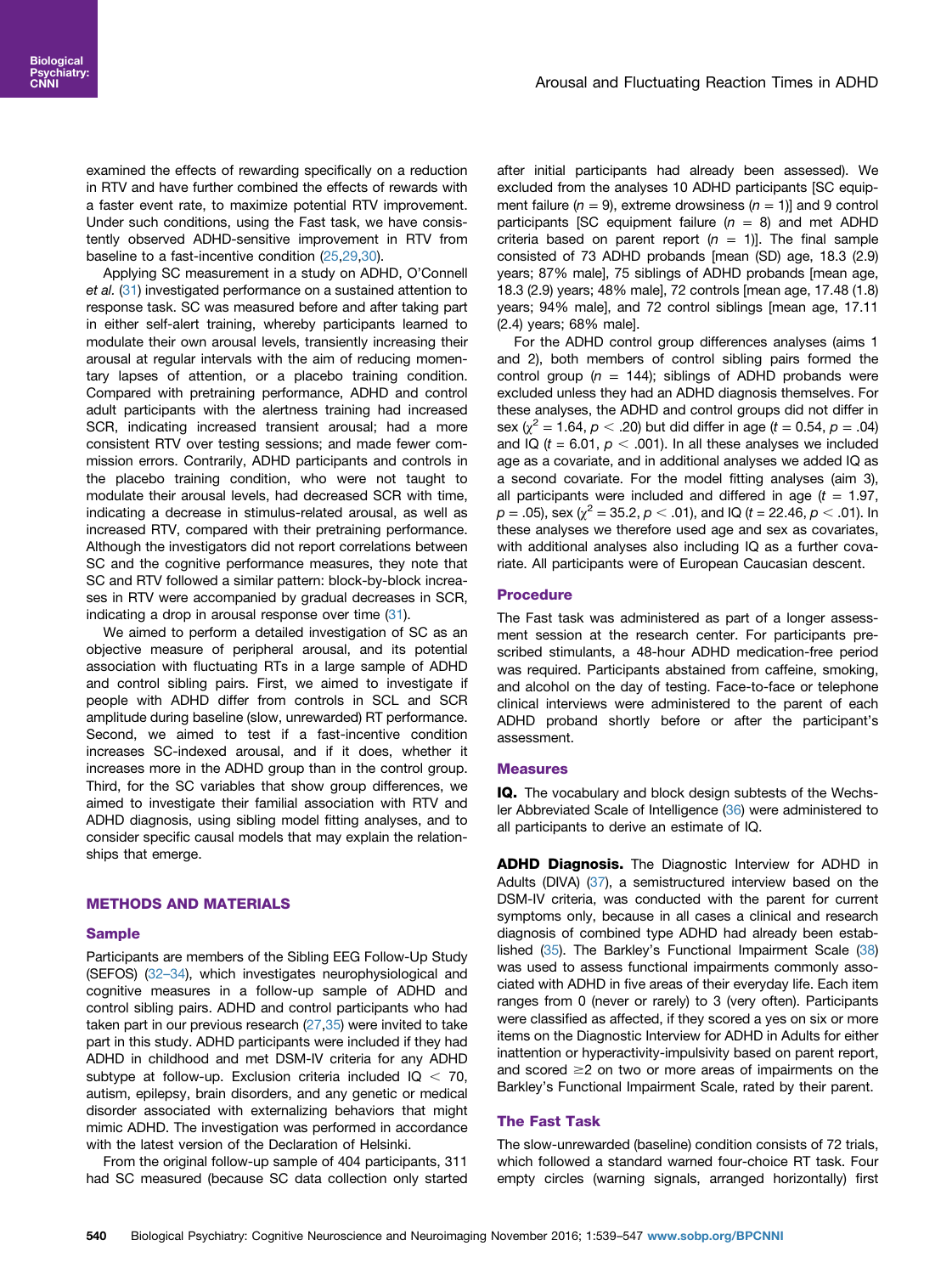examined the effects of rewarding specifically on a reduction in RTV and have further combined the effects of rewards with a faster event rate, to maximize potential RTV improvement. Under such conditions, using the Fast task, we have consistently observed ADHD-sensitive improvement in RTV from baseline to a fast-incentive condition (25,29,30).

Applying SC measurement in a study on ADHD, O'Connell *et al.* (31) investigated performance on a sustained attention to response task. SC was measured before and after taking part in either self-alert training, whereby participants learned to modulate their own arousal levels, transiently increasing their arousal at regular intervals with the aim of reducing momentary lapses of attention, or a placebo training condition. Compared with pretraining performance, ADHD and control adult participants with the alertness training had increased SCR, indicating increased transient arousal; had a more consistent RTV over testing sessions; and made fewer commission errors. Contrarily, ADHD participants and controls in the placebo training condition, who were not taught to modulate their arousal levels, had decreased SCR with time, indicating a decrease in stimulus-related arousal, as well as increased RTV, compared with their pretraining performance. Although the investigators did not report correlations between SC and the cognitive performance measures, they note that SC and RTV followed a similar pattern: block-by-block increases in RTV were accompanied by gradual decreases in SCR, indicating a drop in arousal response over time (31).

We aimed to perform a detailed investigation of SC as an objective measure of peripheral arousal, and its potential association with fluctuating RTs in a large sample of ADHD and control sibling pairs. First, we aimed to investigate if people with ADHD differ from controls in SCL and SCR amplitude during baseline (slow, unrewarded) RT performance. Second, we aimed to test if a fast-incentive condition increases SC-indexed arousal, and if it does, whether it increases more in the ADHD group than in the control group. Third, for the SC variables that show group differences, we aimed to investigate their familial association with RTV and ADHD diagnosis, using sibling model fitting analyses, and to consider specific causal models that may explain the relationships that emerge.

## METHODS AND MATERIALS

### Sample

Participants are members of the Sibling EEG Follow-Up Study (SEFOS) (32–34), which investigates neurophysiological and cognitive measures in a follow-up sample of ADHD and control sibling pairs. ADHD and control participants who had taken part in our previous research (27,35) were invited to take part in this study. ADHD participants were included if they had ADHD in childhood and met DSM-IV criteria for any ADHD subtype at follow-up. Exclusion criteria included IQ < 70, autism, epilepsy, brain disorders, and any genetic or medical disorder associated with externalizing behaviors that might mimic ADHD. The investigation was performed in accordance with the latest version of the Declaration of Helsinki.

From the original follow-up sample of 404 participants, 311 had SC measured (because SC data collection only started after initial participants had already been assessed). We excluded from the analyses 10 ADHD participants [SC equipment failure ($n = 9$), extreme drowsiness ($n = 1$)] and 9 control participants [SC equipment failure ($n = 8$) and met ADHD criteria based on parent report ($n = 1$)]. The final sample consisted of 73 ADHD probands [mean (SD) age, 18.3 (2.9) years; 87% male], 75 siblings of ADHD probands [mean age, 18.3 (2.9) years; 48% male], 72 controls [mean age, 17.48 (1.8) years; 94% male], and 72 control siblings [mean age, 17.11 (2.4) years; 68% male].

For the ADHD control group differences analyses (aims 1 and 2), both members of control sibling pairs formed the control group ($n = 144$); siblings of ADHD probands were excluded unless they had an ADHD diagnosis themselves. For these analyses, the ADHD and control groups did not differ in sex ($\chi^2 = 1.64$, $p < .20$) but did differ in age ($t = 0.54$, $p = .04$) and IQ ($t = 6.01$, $p < .001$). In all these analyses we included age as a covariate, and in additional analyses we added IQ as a second covariate. For the model fitting analyses (aim 3), all participants were included and differed in age ($t = 1.97$, $p = .05$), sex ($\chi^2 = 35.2$, $p < .01$), and IQ ($t = 22.46$, $p < .01$). In these analyses we therefore used age and sex as covariates, with additional analyses also including IQ as a further covariate. All participants were of European Caucasian descent.

### Procedure

The Fast task was administered as part of a longer assessment session at the research center. For participants prescribed stimulants, a 48-hour ADHD medication-free period was required. Participants abstained from caffeine, smoking, and alcohol on the day of testing. Face-to-face or telephone clinical interviews were administered to the parent of each ADHD proband shortly before or after the participant's assessment.

### Measures

**IQ.** The vocabulary and block design subtests of the Wechsler Abbreviated Scale of Intelligence (36) were administered to all participants to derive an estimate of IQ.

**ADHD Diagnosis.** The Diagnostic Interview for ADHD in Adults (DIVA) (37), a semistructured interview based on the DSM-IV criteria, was conducted with the parent for current symptoms only, because in all cases a clinical and research diagnosis of combined type ADHD had already been established (35). The Barkley's Functional Impairment Scale (38) was used to assess functional impairments commonly associated with ADHD in five areas of their everyday life. Each item ranges from 0 (never or rarely) to 3 (very often). Participants were classified as affected, if they scored a yes on six or more items on the Diagnostic Interview for ADHD in Adults for either inattention or hyperactivity-impulsivity based on parent report, and scored ≥2 on two or more areas of impairments on the Barkley's Functional Impairment Scale, rated by their parent.

### The Fast Task

The slow-unrewarded (baseline) condition consists of 72 trials, which followed a standard warned four-choice RT task. Four empty circles (warning signals, arranged horizontally) first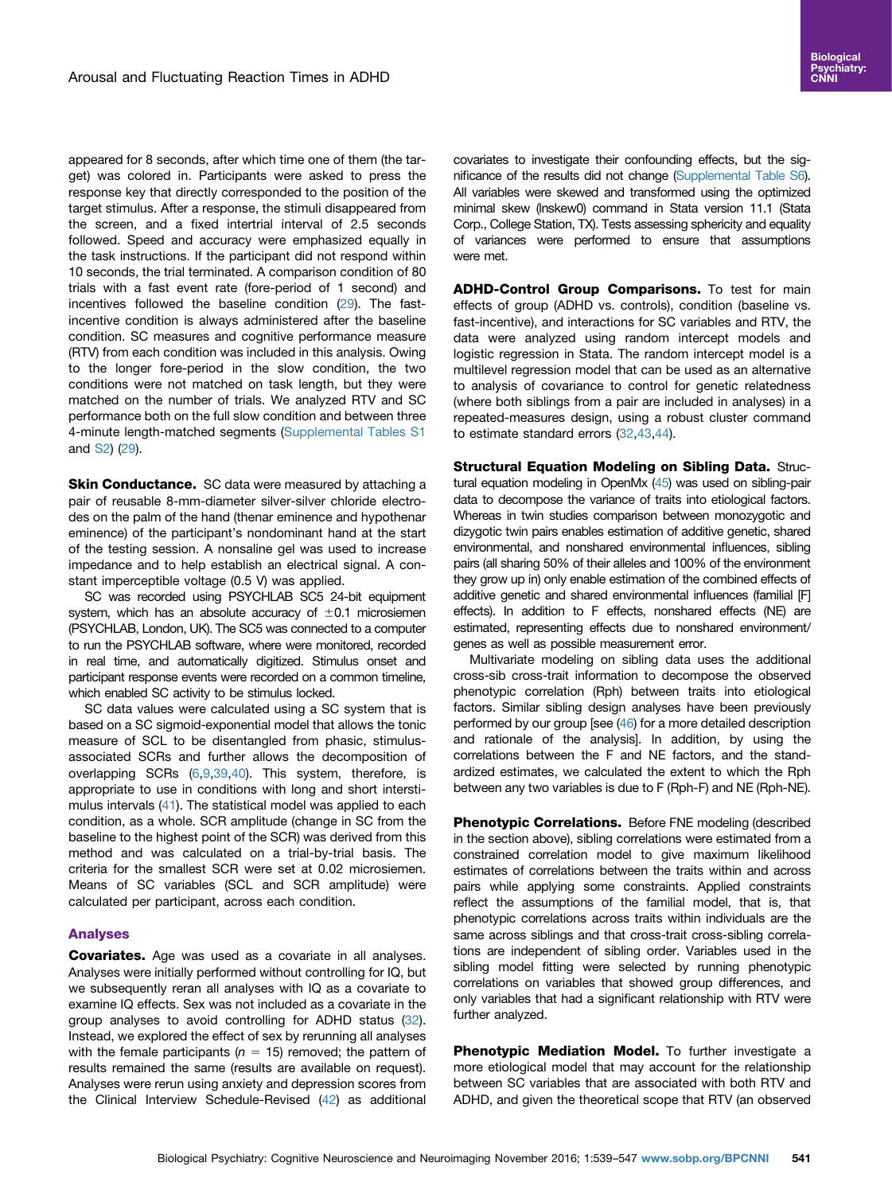appeared for 8 seconds, after which time one of them (the target) was colored in. Participants were asked to press the response key that directly corresponded to the position of the target stimulus. After a response, the stimuli disappeared from the screen, and a fixed intertrial interval of 2.5 seconds followed. Speed and accuracy were emphasized equally in the task instructions. If the participant did not respond within 10 seconds, the trial terminated. A comparison condition of 80 trials with a fast event rate (fore-period of 1 second) and incentives followed the baseline condition (29). The fast-incentive condition is always administered after the baseline condition. SC measures and cognitive performance measure (RTV) from each condition was included in this analysis. Owing to the longer fore-period in the slow condition, the two conditions were not matched on task length, but they were matched on the number of trials. We analyzed RTV and SC performance both on the full slow condition and between three 4-minute length-matched segments (Supplemental Tables S1 and S2) (29).

**Skin Conductance.** SC data were measured by attaching a pair of reusable 8-mm-diameter silver-silver chloride electrodes on the palm of the hand (thenar eminence and hypothenar eminence) of the participant's nondominant hand at the start of the testing session. A nonsaline gel was used to increase impedance and to help establish an electrical signal. A constant imperceptible voltage (0.5 V) was applied.

SC was recorded using PSYCHLAB SC5 24-bit equipment system, which has an absolute accuracy of $\pm 0.1$ microsiemen (PSYCHLAB, London, UK). The SC5 was connected to a computer to run the PSYCHLAB software, where were monitored, recorded in real time, and automatically digitized. Stimulus onset and participant response events were recorded on a common timeline, which enabled SC activity to be stimulus locked.

SC data values were calculated using a SC system that is based on a SC sigmoid-exponential model that allows the tonic measure of SCL to be disentangled from phasic, stimulus-associated SCRs and further allows the decomposition of overlapping SCRs (6,9,39,40). This system, therefore, is appropriate to use in conditions with long and short interstimulus intervals (41). The statistical model was applied to each condition, as a whole. SCR amplitude (change in SC from the baseline to the highest point of the SCR) was derived from this method and was calculated on a trial-by-trial basis. The criteria for the smallest SCR were set at 0.02 microsiemen. Means of SC variables (SCL and SCR amplitude) were calculated per participant, across each condition.

## Analyses

**Covariates.** Age was used as a covariate in all analyses. Analyses were initially performed without controlling for IQ, but we subsequently reran all analyses with IQ as a covariate to examine IQ effects. Sex was not included as a covariate in the group analyses to avoid controlling for ADHD status (32). Instead, we explored the effect of sex by rerunning all analyses with the female participants ($n = 15$) removed; the pattern of results remained the same (results are available on request). Analyses were rerun using anxiety and depression scores from the Clinical Interview Schedule-Revised (42) as additional covariates to investigate their confounding effects, but the significance of the results did not change (Supplemental Table S6). All variables were skewed and transformed using the optimized minimal skew (lnskew0) command in Stata version 11.1 (Stata Corp., College Station, TX). Tests assessing sphericity and equality of variances were performed to ensure that assumptions were met.

**ADHD-Control Group Comparisons.** To test for main effects of group (ADHD vs. controls), condition (baseline vs. fast-incentive), and interactions for SC variables and RTV, the data were analyzed using random intercept models and logistic regression in Stata. The random intercept model is a multilevel regression model that can be used as an alternative to analysis of covariance to control for genetic relatedness (where both siblings from a pair are included in analyses) in a repeated-measures design, using a robust cluster command to estimate standard errors (32,43,44).

**Structural Equation Modeling on Sibling Data.** Structural equation modeling in OpenMx (45) was used on sibling-pair data to decompose the variance of traits into etiological factors. Whereas in twin studies comparison between monozygotic and dizygotic twin pairs enables estimation of additive genetic, shared environmental, and nonshared environmental influences, sibling pairs (all sharing 50% of their alleles and 100% of the environment they grow up in) only enable estimation of the combined effects of additive genetic and shared environmental influences (familial [F] effects). In addition to F effects, nonshared effects (NE) are estimated, representing effects due to nonshared environment/genes as well as possible measurement error.

Multivariate modeling on sibling data uses the additional cross-sib cross-trait information to decompose the observed phenotypic correlation (Rph) between traits into etiological factors. Similar sibling design analyses have been previously performed by our group [see (46) for a more detailed description and rationale of the analysis]. In addition, by using the correlations between the F and NE factors, and the standardized estimates, we calculated the extent to which the Rph between any two variables is due to F (Rph-F) and NE (Rph-NE).

**Phenotypic Correlations.** Before FNE modeling (described in the section above), sibling correlations were estimated from a constrained correlation model to give maximum likelihood estimates of correlations between the traits within and across pairs while applying some constraints. Applied constraints reflect the assumptions of the familial model, that is, that phenotypic correlations across traits within individuals are the same across siblings and that cross-trait cross-sibling correlations are independent of sibling order. Variables used in the sibling model fitting were selected by running phenotypic correlations on variables that showed group differences, and only variables that had a significant relationship with RTV were further analyzed.

**Phenotypic Mediation Model.** To further investigate a more etiological model that may account for the relationship between SC variables that are associated with both RTV and ADHD, and given the theoretical scope that RTV (an observed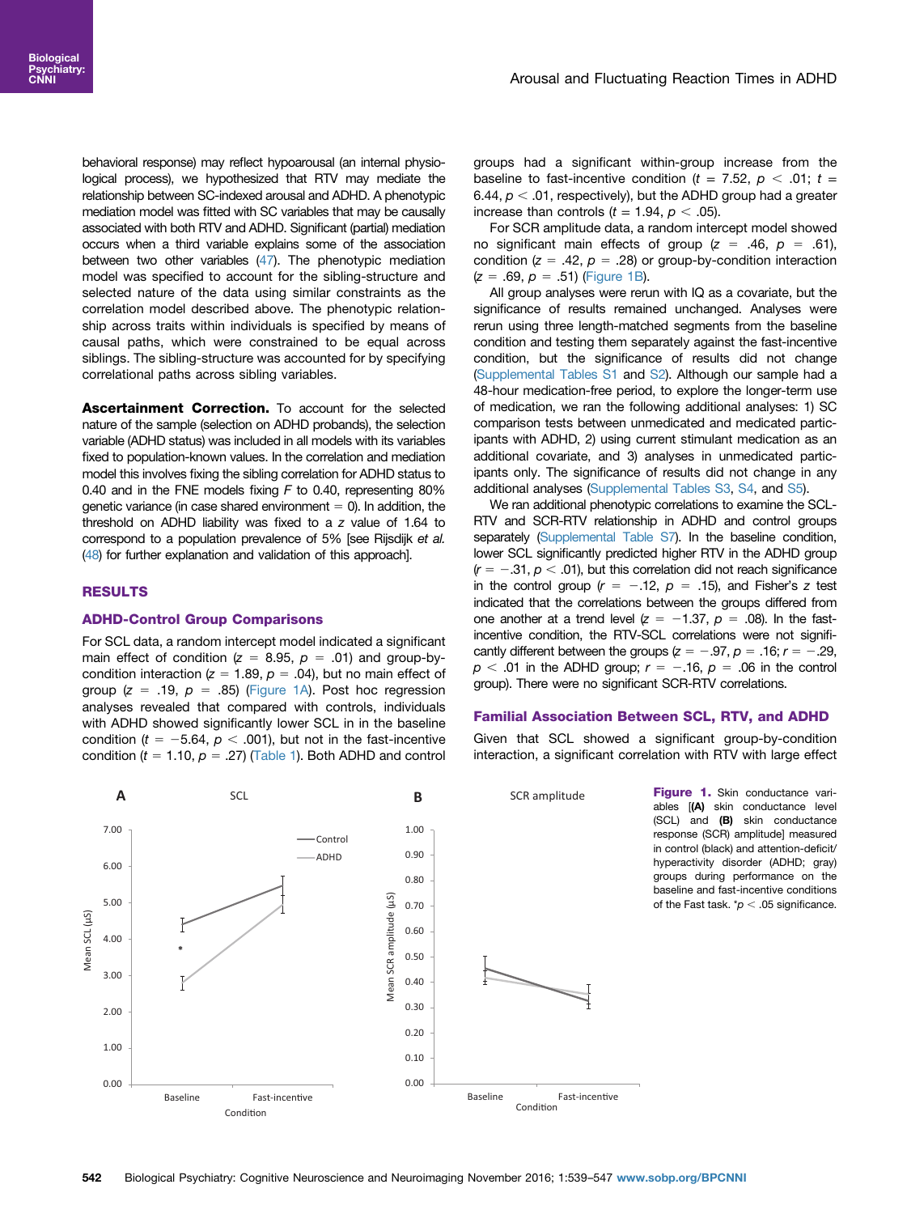behavioral response) may reflect hypoarousal (an internal physiological process), we hypothesized that RTV may mediate the relationship between SC-indexed arousal and ADHD. A phenotypic mediation model was fitted with SC variables that may be causally associated with both RTV and ADHD. Significant (partial) mediation occurs when a third variable explains some of the association between two other variables (47). The phenotypic mediation model was specified to account for the sibling-structure and selected nature of the data using similar constraints as the correlation model described above. The phenotypic relationship across traits within individuals is specified by means of causal paths, which were constrained to be equal across siblings. The sibling-structure was accounted for by specifying correlational paths across sibling variables.

**Ascertainment Correction.** To account for the selected nature of the sample (selection on ADHD probands), the selection variable (ADHD status) was included in all models with its variables fixed to population-known values. In the correlation and mediation model this involves fixing the sibling correlation for ADHD status to 0.40 and in the FNE models fixing $F$ to 0.40, representing 80% genetic variance (in case shared environment = 0). In addition, the threshold on ADHD liability was fixed to a $z$ value of 1.64 to correspond to a population prevalence of 5% [see Rijsdijk *et al.* (48) for further explanation and validation of this approach].

## RESULTS

### ADHD-Control Group Comparisons

For SCL data, a random intercept model indicated a significant main effect of condition ($z = 8.95$, $p = .01$) and group-by-condition interaction ($z = 1.89$, $p = .04$), but no main effect of group ($z = .19$, $p = .85$) (Figure 1A). Post hoc regression analyses revealed that compared with controls, individuals with ADHD showed significantly lower SCL in in the baseline condition ($t = -5.64$, $p < .001$), but not in the fast-incentive condition ($t = 1.10$, $p = .27$) (Table 1). Both ADHD and control groups had a significant within-group increase from the baseline to fast-incentive condition ($t = 7.52$, $p < .01$; $t = 6.44$, $p < .01$, respectively), but the ADHD group had a greater increase than controls ($t = 1.94$, $p < .05$).

For SCR amplitude data, a random intercept model showed no significant main effects of group ($z = .46$, $p = .61$), condition ($z = .42$, $p = .28$) or group-by-condition interaction ($z = .69$, $p = .51$) (Figure 1B).

All group analyses were rerun with IQ as a covariate, but the significance of results remained unchanged. Analyses were rerun using three length-matched segments from the baseline condition and testing them separately against the fast-incentive condition, but the significance of results did not change (Supplemental Tables S1 and S2). Although our sample had a 48-hour medication-free period, to explore the longer-term use of medication, we ran the following additional analyses: 1) SC comparison tests between unmedicated and medicated participants with ADHD, 2) using current stimulant medication as an additional covariate, and 3) analyses in unmedicated participants only. The significance of results did not change in any additional analyses (Supplemental Tables S3, S4, and S5).

We ran additional phenotypic correlations to examine the SCL-RTV and SCR-RTV relationship in ADHD and control groups separately (Supplemental Table S7). In the baseline condition, lower SCL significantly predicted higher RTV in the ADHD group ($r = -.31$, $p < .01$), but this correlation did not reach significance in the control group ($r = -.12$, $p = .15$), and Fisher's $z$ test indicated that the correlations between the groups differed from one another at a trend level ($z = -1.37$, $p = .08$). In the fast-incentive condition, the RTV-SCL correlations were not significantly different between the groups ($z = -.97$, $p = .16$; $r = -.29$, $p < .01$ in the ADHD group; $r = -.16$, $p = .06$ in the control group). There were no significant SCR-RTV correlations.

### Familial Association Between SCL, RTV, and ADHD

Given that SCL showed a significant group-by-condition interaction, a significant correlation with RTV with large effect

**Figure 1.** Skin conductance variables [(A) skin conductance level (SCL) and (B) skin conductance response (SCR) amplitude] measured in control (black) and attention-deficit/hyperactivity disorder (ADHD; gray) groups during performance on the baseline and fast-incentive conditions of the Fast task. *$p < .05$ significance.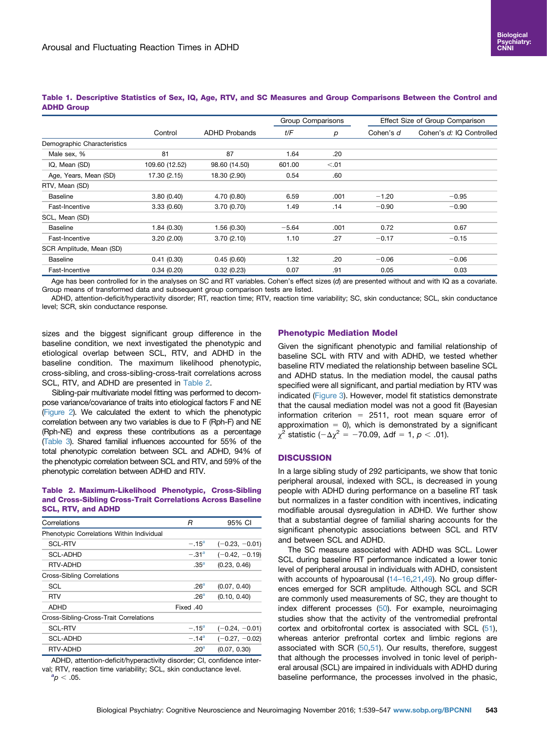**Table 1. Descriptive Statistics of Sex, IQ, Age, RTV, and SC Measures and Group Comparisons Between the Control and ADHD Group**

| | Control | ADHD Probands | Group Comparisons | | Effect Size of Group Comparison | |
|---|---|---|---|---|---|---|
| | | | *t/F* | *p* | Cohen's *d* | Cohen's *d*: IQ Controlled |
| Demographic Characteristics | | | | | | |
| Male sex, % | 81 | 87 | 1.64 | .20 | | |
| IQ, Mean (SD) | 109.60 (12.52) | 98.60 (14.50) | 601.00 | <.01 | | |
| Age, Years, Mean (SD) | 17.30 (2.15) | 18.30 (2.90) | 0.54 | .60 | | |
| RTV, Mean (SD) | | | | | | |
| Baseline | 3.80 (0.40) | 4.70 (0.80) | 6.59 | .001 | −1.20 | −0.95 |
| Fast-Incentive | 3.33 (0.60) | 3.70 (0.70) | 1.49 | .14 | −0.90 | −0.90 |
| SCL, Mean (SD) | | | | | | |
| Baseline | 1.84 (0.30) | 1.56 (0.30) | −5.64 | .001 | 0.72 | 0.67 |
| Fast-Incentive | 3.20 (2.00) | 3.70 (2.10) | 1.10 | .27 | −0.17 | −0.15 |
| SCR Amplitude, Mean (SD) | | | | | | |
| Baseline | 0.41 (0.30) | 0.45 (0.60) | 1.32 | .20 | −0.06 | −0.06 |
| Fast-Incentive | 0.34 (0.20) | 0.32 (0.23) | 0.07 | .91 | 0.05 | 0.03 |

Age has been controlled for in the analyses on SC and RT variables. Cohen's effect sizes (*d*) are presented without and with IQ as a covariate. Group means of transformed data and subsequent group comparison tests are listed.

ADHD, attention-deficit/hyperactivity disorder; RT, reaction time; RTV, reaction time variability; SC, skin conductance; SCL, skin conductance level; SCR, skin conductance response.

sizes and the biggest significant group difference in the baseline condition, we next investigated the phenotypic and etiological overlap between SCL, RTV, and ADHD in the baseline condition. The maximum likelihood phenotypic, cross-sibling, and cross-sibling-cross-trait correlations across SCL, RTV, and ADHD are presented in Table 2.

Sibling-pair multivariate model fitting was performed to decompose variance/covariance of traits into etiological factors F and NE (Figure 2). We calculated the extent to which the phenotypic correlation between any two variables is due to F (Rph-F) and NE (Rph-NE) and express these contributions as a percentage (Table 3). Shared familial influences accounted for 55% of the total phenotypic correlation between SCL and ADHD, 94% of the phenotypic correlation between SCL and RTV, and 59% of the phenotypic correlation between ADHD and RTV.

**Table 2. Maximum-Likelihood Phenotypic, Cross-Sibling and Cross-Sibling Cross-Trait Correlations Across Baseline SCL, RTV, and ADHD**

| Correlations | *R* | 95% CI |
|---|---|---|
| Phenotypic Correlations Within Individual | | |
| SCL-RTV | −.15[a] | (−0.23, −0.01) |
| SCL-ADHD | −.31[a] | (−0.42, −0.19) |
| RTV-ADHD | .35[a] | (0.23, 0.46) |
| Cross-Sibling Correlations | | |
| SCL | .26[a] | (0.07, 0.40) |
| RTV | .26[a] | (0.10, 0.40) |
| ADHD | Fixed .40 | |
| Cross-Sibling-Cross-Trait Correlations | | |
| SCL-RTV | −.15[a] | (−0.24, −0.01) |
| SCL-ADHD | −.14[a] | (−0.27, −0.02) |
| RTV-ADHD | .20[a] | (0.07, 0.30) |

ADHD, attention-deficit/hyperactivity disorder; CI, confidence interval; RTV, reaction time variability; SCL, skin conductance level.
[a]$p < .05$.

## Phenotypic Mediation Model

Given the significant phenotypic and familial relationship of baseline SCL with RTV and with ADHD, we tested whether baseline RTV mediated the relationship between baseline SCL and ADHD status. In the mediation model, the causal paths specified were all significant, and partial mediation by RTV was indicated (Figure 3). However, model fit statistics demonstrate that the causal mediation model was not a good fit (Bayesian information criterion = 2511, root mean square error of approximation = 0), which is demonstrated by a significant $\chi^2$ statistic ($-\Delta\chi^2 = -70.09$, $\Delta df = 1$, $p < .01$).

## DISCUSSION

In a large sibling study of 292 participants, we show that tonic peripheral arousal, indexed with SCL, is decreased in young people with ADHD during performance on a baseline RT task but normalizes in a faster condition with incentives, indicating modifiable arousal dysregulation in ADHD. We further show that a substantial degree of familial sharing accounts for the significant phenotypic associations between SCL and RTV and between SCL and ADHD.

The SC measure associated with ADHD was SCL. Lower SCL during baseline RT performance indicated a lower tonic level of peripheral arousal in individuals with ADHD, consistent with accounts of hypoarousal (14–16,21,49). No group differences emerged for SCR amplitude. Although SCL and SCR are commonly used measurements of SC, they are thought to index different processes (50). For example, neuroimaging studies show that the activity of the ventromedial prefrontal cortex and orbitofrontal cortex is associated with SCL (51), whereas anterior prefrontal cortex and limbic regions are associated with SCR (50,51). Our results, therefore, suggest that although the processes involved in tonic level of peripheral arousal (SCL) are impaired in individuals with ADHD during baseline performance, the processes involved in the phasic,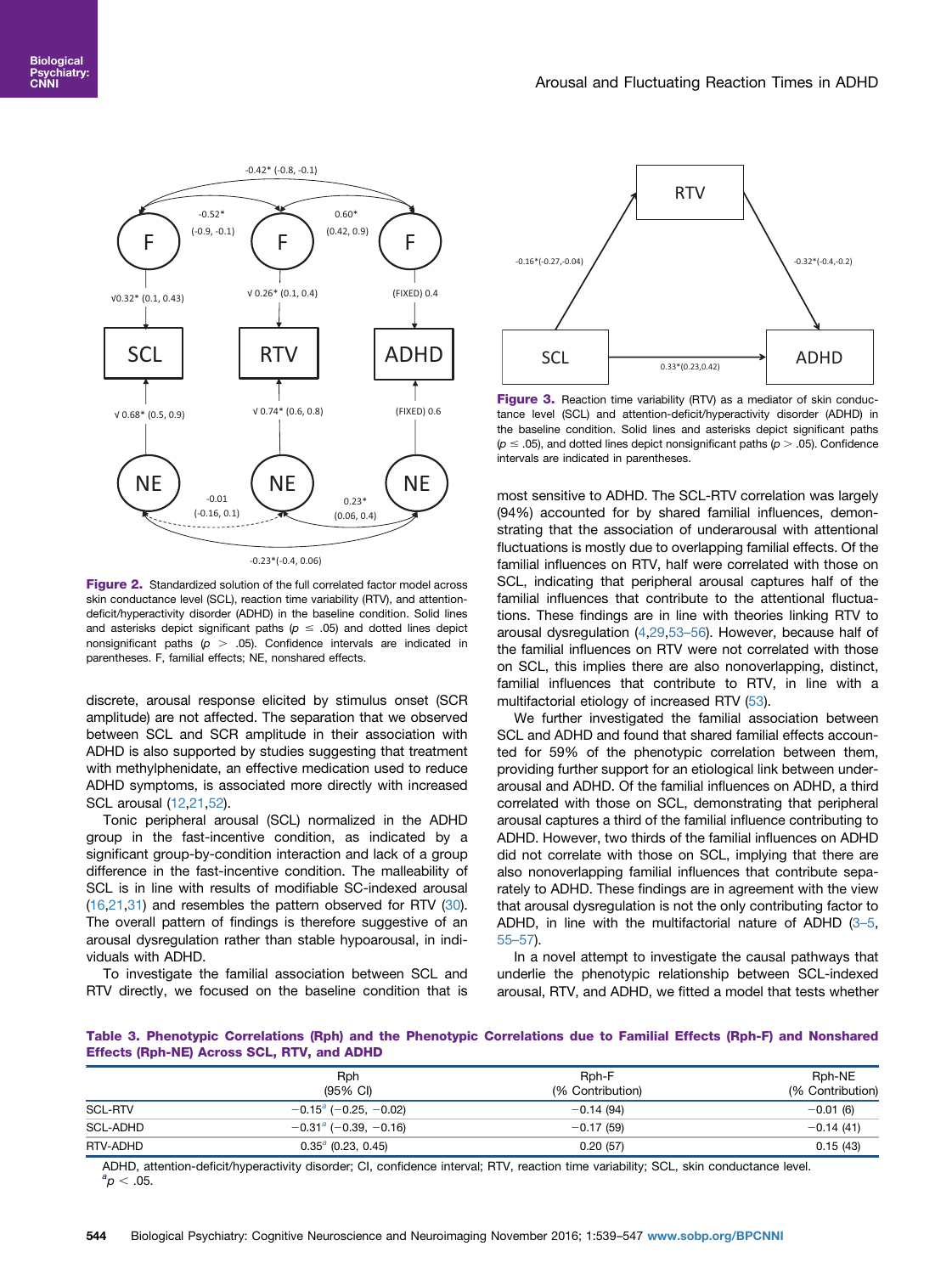Figure 2. Standardized solution of the full correlated factor model across skin conductance level (SCL), reaction time variability (RTV), and attention-deficit/hyperactivity disorder (ADHD) in the baseline condition. Solid lines and asterisks depict significant paths ($p \leq .05$) and dotted lines depict nonsignificant paths ($p > .05$). Confidence intervals are indicated in parentheses. F, familial effects; NE, nonshared effects.

Figure 3. Reaction time variability (RTV) as a mediator of skin conductance level (SCL) and attention-deficit/hyperactivity disorder (ADHD) in the baseline condition. Solid lines and asterisks depict significant paths ($p \leq .05$), and dotted lines depict nonsignificant paths ($p > .05$). Confidence intervals are indicated in parentheses.

discrete, arousal response elicited by stimulus onset (SCR amplitude) are not affected. The separation that we observed between SCL and SCR amplitude in their association with ADHD is also supported by studies suggesting that treatment with methylphenidate, an effective medication used to reduce ADHD symptoms, is associated more directly with increased SCL arousal (12,21,52).

Tonic peripheral arousal (SCL) normalized in the ADHD group in the fast-incentive condition, as indicated by a significant group-by-condition interaction and lack of a group difference in the fast-incentive condition. The malleability of SCL is in line with results of modifiable SC-indexed arousal (16,21,31) and resembles the pattern observed for RTV (30). The overall pattern of findings is therefore suggestive of an arousal dysregulation rather than stable hypoarousal, in individuals with ADHD.

To investigate the familial association between SCL and RTV directly, we focused on the baseline condition that is most sensitive to ADHD. The SCL-RTV correlation was largely (94%) accounted for by shared familial influences, demonstrating that the association of underarousal with attentional fluctuations is mostly due to overlapping familial effects. Of the familial influences on RTV, half were correlated with those on SCL, indicating that peripheral arousal captures half of the familial influences that contribute to the attentional fluctuations. These findings are in line with theories linking RTV to arousal dysregulation (4,29,53–56). However, because half of the familial influences on RTV were not correlated with those on SCL, this implies there are also nonoverlapping, distinct, familial influences that contribute to RTV, in line with a multifactorial etiology of increased RTV (53).

We further investigated the familial association between SCL and ADHD and found that shared familial effects accounted for 59% of the phenotypic correlation between them, providing further support for an etiological link between underarousal and ADHD. Of the familial influences on ADHD, a third correlated with those on SCL, demonstrating that peripheral arousal captures a third of the familial influence contributing to ADHD. However, two thirds of the familial influences on ADHD did not correlate with those on SCL, implying that there are also nonoverlapping familial influences that contribute separately to ADHD. These findings are in agreement with the view that arousal dysregulation is not the only contributing factor to ADHD, in line with the multifactorial nature of ADHD (3–5, 55–57).

In a novel attempt to investigate the causal pathways that underlie the phenotypic relationship between SCL-indexed arousal, RTV, and ADHD, we fitted a model that tests whether

**Table 3. Phenotypic Correlations (Rph) and the Phenotypic Correlations due to Familial Effects (Rph-F) and Nonshared Effects (Rph-NE) Across SCL, RTV, and ADHD**

| | Rph (95% CI) | Rph-F (% Contribution) | Rph-NE (% Contribution) |
|---|---|---|---|
| SCL-RTV | −0.15[a] (−0.25, −0.02) | −0.14 (94) | −0.01 (6) |
| SCL-ADHD | −0.31[a] (−0.39, −0.16) | −0.17 (59) | −0.14 (41) |
| RTV-ADHD | 0.35[a] (0.23, 0.45) | 0.20 (57) | 0.15 (43) |

ADHD, attention-deficit/hyperactivity disorder; CI, confidence interval; RTV, reaction time variability; SCL, skin conductance level.

[a]$p < .05$.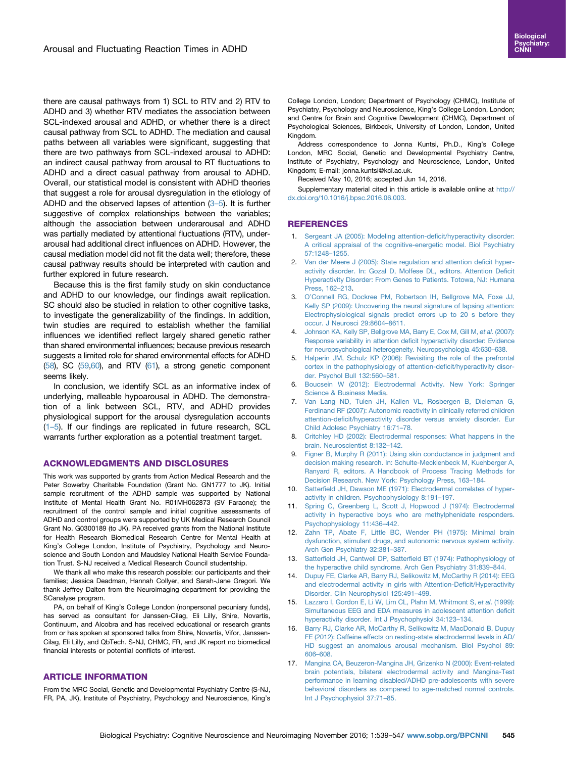there are causal pathways from 1) SCL to RTV and 2) RTV to ADHD and 3) whether RTV mediates the association between SCL-indexed arousal and ADHD, or whether there is a direct causal pathway from SCL to ADHD. The mediation and causal paths between all variables were significant, suggesting that there are two pathways from SCL-indexed arousal to ADHD: an indirect causal pathway from arousal to RT fluctuations to ADHD and a direct casual pathway from arousal to ADHD. Overall, our statistical model is consistent with ADHD theories that suggest a role for arousal dysregulation in the etiology of ADHD and the observed lapses of attention (3–5). It is further suggestive of complex relationships between the variables; although the association between underarousal and ADHD was partially mediated by attentional fluctuations (RTV), underarousal had additional direct influences on ADHD. However, the causal mediation model did not fit the data well; therefore, these causal pathway results should be interpreted with caution and further explored in future research.

Because this is the first family study on skin conductance and ADHD to our knowledge, our findings await replication. SC should also be studied in relation to other cognitive tasks, to investigate the generalizability of the findings. In addition, twin studies are required to establish whether the familial influences we identified reflect largely shared genetic rather than shared environmental influences; because previous research suggests a limited role for shared environmental effects for ADHD (58), SC (59,60), and RTV (61), a strong genetic component seems likely.

In conclusion, we identify SCL as an informative index of underlying, malleable hypoarousal in ADHD. The demonstration of a link between SCL, RTV, and ADHD provides physiological support for the arousal dysregulation accounts (1–5). If our findings are replicated in future research, SCL warrants further exploration as a potential treatment target.

## ACKNOWLEDGMENTS AND DISCLOSURES

This work was supported by grants from Action Medical Research and the Peter Sowerby Charitable Foundation (Grant No. GN1777 to JK). Initial sample recruitment of the ADHD sample was supported by National Institute of Mental Health Grant No. R01MH062873 (SV Faraone); the recruitment of the control sample and initial cognitive assessments of ADHD and control groups were supported by UK Medical Research Council Grant No. G0300189 (to JK). PA received grants from the National Institute for Health Research Biomedical Research Centre for Mental Health at King's College London, Institute of Psychiatry, Psychology and Neuroscience and South London and Maudsley National Health Service Foundation Trust. S-NJ received a Medical Research Council studentship.

We thank all who make this research possible: our participants and their families; Jessica Deadman, Hannah Collyer, and Sarah-Jane Gregori. We thank Jeffrey Dalton from the Neuroimaging department for providing the SCanalyse program.

PA, on behalf of King's College London (nonpersonal pecuniary funds), has served as consultant for Janssen-Cilag, Eli Lilly, Shire, Novartis, Continuum, and Alcobra and has received educational or research grants from or has spoken at sponsored talks from Shire, Novartis, Vifor, Janssen-Cilag, Eli Lilly, and QbTech. S-NJ, CHMC, FR, and JK report no biomedical financial interests or potential conflicts of interest.

## ARTICLE INFORMATION

From the MRC Social, Genetic and Developmental Psychiatry Centre (S-NJ, FR, PA, JK), Institute of Psychiatry, Psychology and Neuroscience, King's College London, London; Department of Psychology (CHMC), Institute of Psychiatry, Psychology and Neuroscience, King's College London, London; and Centre for Brain and Cognitive Development (CHMC), Department of Psychological Sciences, Birkbeck, University of London, London, United Kingdom.

Address correspondence to Jonna Kuntsi, Ph.D., King's College London, MRC Social, Genetic and Developmental Psychiatry Centre, Institute of Psychiatry, Psychology and Neuroscience, London, United Kingdom; E-mail: jonna.kuntsi@kcl.ac.uk.

Received May 10, 2016; accepted Jun 14, 2016.

Supplementary material cited in this article is available online at http://dx.doi.org/10.1016/j.bpsc.2016.06.003.

## REFERENCES

1. Sergeant JA (2005): Modeling attention-deficit/hyperactivity disorder: A critical appraisal of the cognitive-energetic model. Biol Psychiatry 57:1248–1255.
2. Van der Meere J (2005): State regulation and attention deficit hyperactivity disorder. In: Gozal D, Molfese DL, editors. Attention Deficit Hyperactivity Disorder: From Genes to Patients. Totowa, NJ: Humana Press, 162–213.
3. O'Connell RG, Dockree PM, Robertson IH, Bellgrove MA, Foxe JJ, Kelly SP (2009): Uncovering the neural signature of lapsing attention: Electrophysiological signals predict errors up to 20 s before they occur. J Neurosci 29:8604–8611.
4. Johnson KA, Kelly SP, Bellgrove MA, Barry E, Cox M, Gill M, *et al.* (2007): Response variability in attention deficit hyperactivity disorder: Evidence for neuropsychological heterogeneity. Neuropsychologia 45:630–638.
5. Halperin JM, Schulz KP (2006): Revisiting the role of the prefrontal cortex in the pathophysiology of attention-deficit/hyperactivity disorder. Psychol Bull 132:560–581.
6. Boucsein W (2012): Electrodermal Activity. New York: Springer Science & Business Media.
7. Van Lang ND, Tulen JH, Kallen VL, Rosbergen B, Dieleman G, Ferdinand RF (2007): Autonomic reactivity in clinically referred children attention-deficit/hyperactivity disorder versus anxiety disorder. Eur Child Adolesc Psychiatry 16:71–78.
8. Critchley HD (2002): Electrodermal responses: What happens in the brain. Neuroscientist 8:132–142.
9. Figner B, Murphy R (2011): Using skin conductance in judgment and decision making research. In: Schulte-Mecklenbeck M, Kuehberger A, Ranyard R, editors. A Handbook of Process Tracing Methods for Decision Research. New York: Psychology Press, 163–184.
10. Satterfield JH, Dawson ME (1971): Electrodermal correlates of hyperactivity in children. Psychophysiology 8:191–197.
11. Spring C, Greenberg L, Scott J, Hopwood J (1974): Electrodermal activity in hyperactive boys who are methylphenidate responders. Psychophysiology 11:436–442.
12. Zahn TP, Abate F, Little BC, Wender PH (1975): Minimal brain dysfunction, stimulant drugs, and autonomic nervous system activity. Arch Gen Psychiatry 32:381–387.
13. Satterfield JH, Cantwell DP, Satterfield BT (1974): Pathophysiology of the hyperactive child syndrome. Arch Gen Psychiatry 31:839–844.
14. Dupuy FE, Clarke AR, Barry RJ, Selikowitz M, McCarthy R (2014): EEG and electrodermal activity in girls with Attention-Deficit/Hyperactivity Disorder. Clin Neurophysiol 125:491–499.
15. Lazzaro I, Gordon E, Li W, Lim CL, Plahn M, Whitmont S, *et al.* (1999): Simultaneous EEG and EDA measures in adolescent attention deficit hyperactivity disorder. Int J Psychophysiol 34:123–134.
16. Barry RJ, Clarke AR, McCarthy R, Selikowitz M, MacDonald B, Dupuy FE (2012): Caffeine effects on resting-state electrodermal levels in AD/HD suggest an anomalous arousal mechanism. Biol Psychol 89:606–608.
17. Mangina CA, Beuzeron-Mangina JH, Grizenko N (2000): Event-related brain potentials, bilateral electrodermal activity and Mangina-Test performance in learning disabled/ADHD pre-adolescents with severe behavioral disorders as compared to age-matched normal controls. Int J Psychophysiol 37:71–85.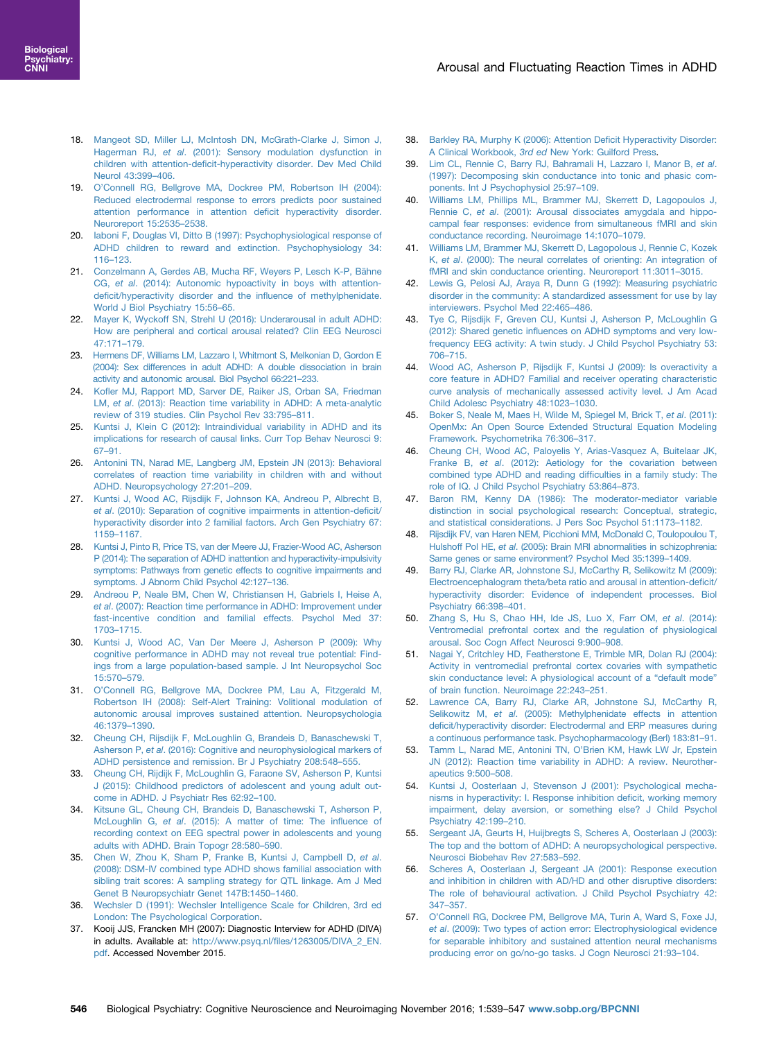18. Mangeot SD, Miller LJ, McIntosh DN, McGrath-Clarke J, Simon J, Hagerman RJ, *et al*. (2001): Sensory modulation dysfunction in children with attention-deficit-hyperactivity disorder. Dev Med Child Neurol 43:399–406.
19. O'Connell RG, Bellgrove MA, Dockree PM, Robertson IH (2004): Reduced electrodermal response to errors predicts poor sustained attention performance in attention deficit hyperactivity disorder. Neuroreport 15:2535–2538.
20. Iaboni F, Douglas VI, Ditto B (1997): Psychophysiological response of ADHD children to reward and extinction. Psychophysiology 34: 116–123.
21. Conzelmann A, Gerdes AB, Mucha RF, Weyers P, Lesch K-P, Bähne CG, *et al*. (2014): Autonomic hypoactivity in boys with attention-deficit/hyperactivity disorder and the influence of methylphenidate. World J Biol Psychiatry 15:56–65.
22. Mayer K, Wyckoff SN, Strehl U (2016): Underarousal in adult ADHD: How are peripheral and cortical arousal related? Clin EEG Neurosci 47:171–179.
23. Hermens DF, Williams LM, Lazzaro I, Whitmont S, Melkonian D, Gordon E (2004): Sex differences in adult ADHD: A double dissociation in brain activity and autonomic arousal. Biol Psychol 66:221–233.
24. Kofler MJ, Rapport MD, Sarver DE, Raiker JS, Orban SA, Friedman LM, *et al*. (2013): Reaction time variability in ADHD: A meta-analytic review of 319 studies. Clin Psychol Rev 33:795–811.
25. Kuntsi J, Klein C (2012): Intraindividual variability in ADHD and its implications for research of causal links. Curr Top Behav Neurosci 9: 67–91.
26. Antonini TN, Narad ME, Langberg JM, Epstein JN (2013): Behavioral correlates of reaction time variability in children with and without ADHD. Neuropsychology 27:201–209.
27. Kuntsi J, Wood AC, Rijsdijk F, Johnson KA, Andreou P, Albrecht B, *et al*. (2010): Separation of cognitive impairments in attention-deficit/hyperactivity disorder into 2 familial factors. Arch Gen Psychiatry 67: 1159–1167.
28. Kuntsi J, Pinto R, Price TS, van der Meere JJ, Frazier-Wood AC, Asherson P (2014): The separation of ADHD inattention and hyperactivity-impulsivity symptoms: Pathways from genetic effects to cognitive impairments and symptoms. J Abnorm Child Psychol 42:127–136.
29. Andreou P, Neale BM, Chen W, Christiansen H, Gabriels I, Heise A, *et al*. (2007): Reaction time performance in ADHD: Improvement under fast-incentive condition and familial effects. Psychol Med 37: 1703–1715.
30. Kuntsi J, Wood AC, Van Der Meere J, Asherson P (2009): Why cognitive performance in ADHD may not reveal true potential: Findings from a large population-based sample. J Int Neuropsychol Soc 15:570–579.
31. O'Connell RG, Bellgrove MA, Dockree PM, Lau A, Fitzgerald M, Robertson IH (2008): Self-Alert Training: Volitional modulation of autonomic arousal improves sustained attention. Neuropsychologia 46:1379–1390.
32. Cheung CH, Rijsdijk F, McLoughlin G, Brandeis D, Banaschewski T, Asherson P, *et al*. (2016): Cognitive and neurophysiological markers of ADHD persistence and remission. Br J Psychiatry 208:548–555.
33. Cheung CH, Rijdijk F, McLoughlin G, Faraone SV, Asherson P, Kuntsi J (2015): Childhood predictors of adolescent and young adult outcome in ADHD. J Psychiatr Res 62:92–100.
34. Kitsune GL, Cheung CH, Brandeis D, Banaschewski T, Asherson P, McLoughlin G, *et al*. (2015): A matter of time: The influence of recording context on EEG spectral power in adolescents and young adults with ADHD. Brain Topogr 28:580–590.
35. Chen W, Zhou K, Sham P, Franke B, Kuntsi J, Campbell D, *et al*. (2008): DSM-IV combined type ADHD shows familial association with sibling trait scores: A sampling strategy for QTL linkage. Am J Med Genet B Neuropsychiatr Genet 147B:1450–1460.
36. Wechsler D (1991): Wechsler Intelligence Scale for Children, 3rd ed London: The Psychological Corporation.
37. Kooij JJS, Francken MH (2007): Diagnostic Interview for ADHD (DIVA) in adults. Available at: http://www.psyq.nl/files/1263005/DIVA_2_EN.pdf. Accessed November 2015.
38. Barkley RA, Murphy K (2006): Attention Deficit Hyperactivity Disorder: A Clinical Workbook, *3rd ed* New York: Guilford Press.
39. Lim CL, Rennie C, Barry RJ, Bahramali H, Lazzaro I, Manor B, *et al*. (1997): Decomposing skin conductance into tonic and phasic components. Int J Psychophysiol 25:97–109.
40. Williams LM, Phillips ML, Brammer MJ, Skerrett D, Lagopoulos J, Rennie C, *et al*. (2001): Arousal dissociates amygdala and hippocampal fear responses: evidence from simultaneous fMRI and skin conductance recording. Neuroimage 14:1070–1079.
41. Williams LM, Brammer MJ, Skerrett D, Lagopolous J, Rennie C, Kozek K, *et al*. (2000): The neural correlates of orienting: An integration of fMRI and skin conductance orienting. Neuroreport 11:3011–3015.
42. Lewis G, Pelosi AJ, Araya R, Dunn G (1992): Measuring psychiatric disorder in the community: A standardized assessment for use by lay interviewers. Psychol Med 22:465–486.
43. Tye C, Rijsdijk F, Greven CU, Kuntsi J, Asherson P, McLoughlin G (2012): Shared genetic influences on ADHD symptoms and very low-frequency EEG activity: A twin study. J Child Psychol Psychiatry 53: 706–715.
44. Wood AC, Asherson P, Rijsdijk F, Kuntsi J (2009): Is overactivity a core feature in ADHD? Familial and receiver operating characteristic curve analysis of mechanically assessed activity level. J Am Acad Child Adolesc Psychiatry 48:1023–1030.
45. Boker S, Neale M, Maes H, Wilde M, Spiegel M, Brick T, *et al*. (2011): OpenMx: An Open Source Extended Structural Equation Modeling Framework. Psychometrika 76:306–317.
46. Cheung CH, Wood AC, Paloyelis Y, Arias-Vasquez A, Buitelaar JK, Franke B, *et al*. (2012): Aetiology for the covariation between combined type ADHD and reading difficulties in a family study: The role of IQ. J Child Psychol Psychiatry 53:864–873.
47. Baron RM, Kenny DA (1986): The moderator-mediator variable distinction in social psychological research: Conceptual, strategic, and statistical considerations. J Pers Soc Psychol 51:1173–1182.
48. Rijsdijk FV, van Haren NEM, Picchioni MM, McDonald C, Toulopoulou T, Hulshoff Pol HE, *et al*. (2005): Brain MRI abnormalities in schizophrenia: Same genes or same environment? Psychol Med 35:1399–1409.
49. Barry RJ, Clarke AR, Johnstone SJ, McCarthy R, Selikowitz M (2009): Electroencephalogram theta/beta ratio and arousal in attention-deficit/hyperactivity disorder: Evidence of independent processes. Biol Psychiatry 66:398–401.
50. Zhang S, Hu S, Chao HH, Ide JS, Luo X, Farr OM, *et al*. (2014): Ventromedial prefrontal cortex and the regulation of physiological arousal. Soc Cogn Affect Neurosci 9:900–908.
51. Nagai Y, Critchley HD, Featherstone E, Trimble MR, Dolan RJ (2004): Activity in ventromedial prefrontal cortex covaries with sympathetic skin conductance level: A physiological account of a "default mode" of brain function. Neuroimage 22:243–251.
52. Lawrence CA, Barry RJ, Clarke AR, Johnstone SJ, McCarthy R, Selikowitz M, *et al*. (2005): Methylphenidate effects in attention deficit/hyperactivity disorder: Electrodermal and ERP measures during a continuous performance task. Psychopharmacology (Berl) 183:81–91.
53. Tamm L, Narad ME, Antonini TN, O'Brien KM, Hawk LW Jr, Epstein JN (2012): Reaction time variability in ADHD: A review. Neurotherapeutics 9:500–508.
54. Kuntsi J, Oosterlaan J, Stevenson J (2001): Psychological mechanisms in hyperactivity: I. Response inhibition deficit, working memory impairment, delay aversion, or something else? J Child Psychol Psychiatry 42:199–210.
55. Sergeant JA, Geurts H, Huijbregts S, Scheres A, Oosterlaan J (2003): The top and the bottom of ADHD: A neuropsychological perspective. Neurosci Biobehav Rev 27:583–592.
56. Scheres A, Oosterlaan J, Sergeant JA (2001): Response execution and inhibition in children with AD/HD and other disruptive disorders: The role of behavioural activation. J Child Psychol Psychiatry 42: 347–357.
57. O'Connell RG, Dockree PM, Bellgrove MA, Turin A, Ward S, Foxe JJ, *et al*. (2009): Two types of action error: Electrophysiological evidence for separable inhibitory and sustained attention neural mechanisms producing error on go/no-go tasks. J Cogn Neurosci 21:93–104.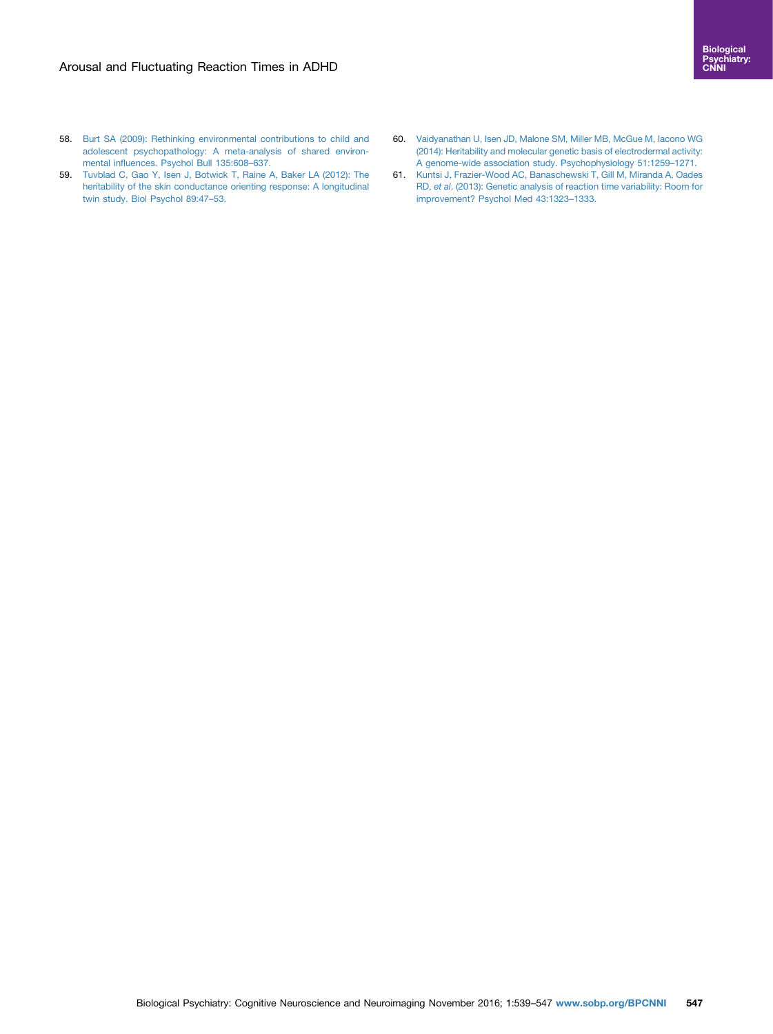58. Burt SA (2009): Rethinking environmental contributions to child and adolescent psychopathology: A meta-analysis of shared environmental influences. Psychol Bull 135:608–637.
59. Tuvblad C, Gao Y, Isen J, Botwick T, Raine A, Baker LA (2012): The heritability of the skin conductance orienting response: A longitudinal twin study. Biol Psychol 89:47–53.
60. Vaidyanathan U, Isen JD, Malone SM, Miller MB, McGue M, Iacono WG (2014): Heritability and molecular genetic basis of electrodermal activity: A genome-wide association study. Psychophysiology 51:1259–1271.
61. Kuntsi J, Frazier-Wood AC, Banaschewski T, Gill M, Miranda A, Oades RD, *et al*. (2013): Genetic analysis of reaction time variability: Room for improvement? Psychol Med 43:1323–1333.